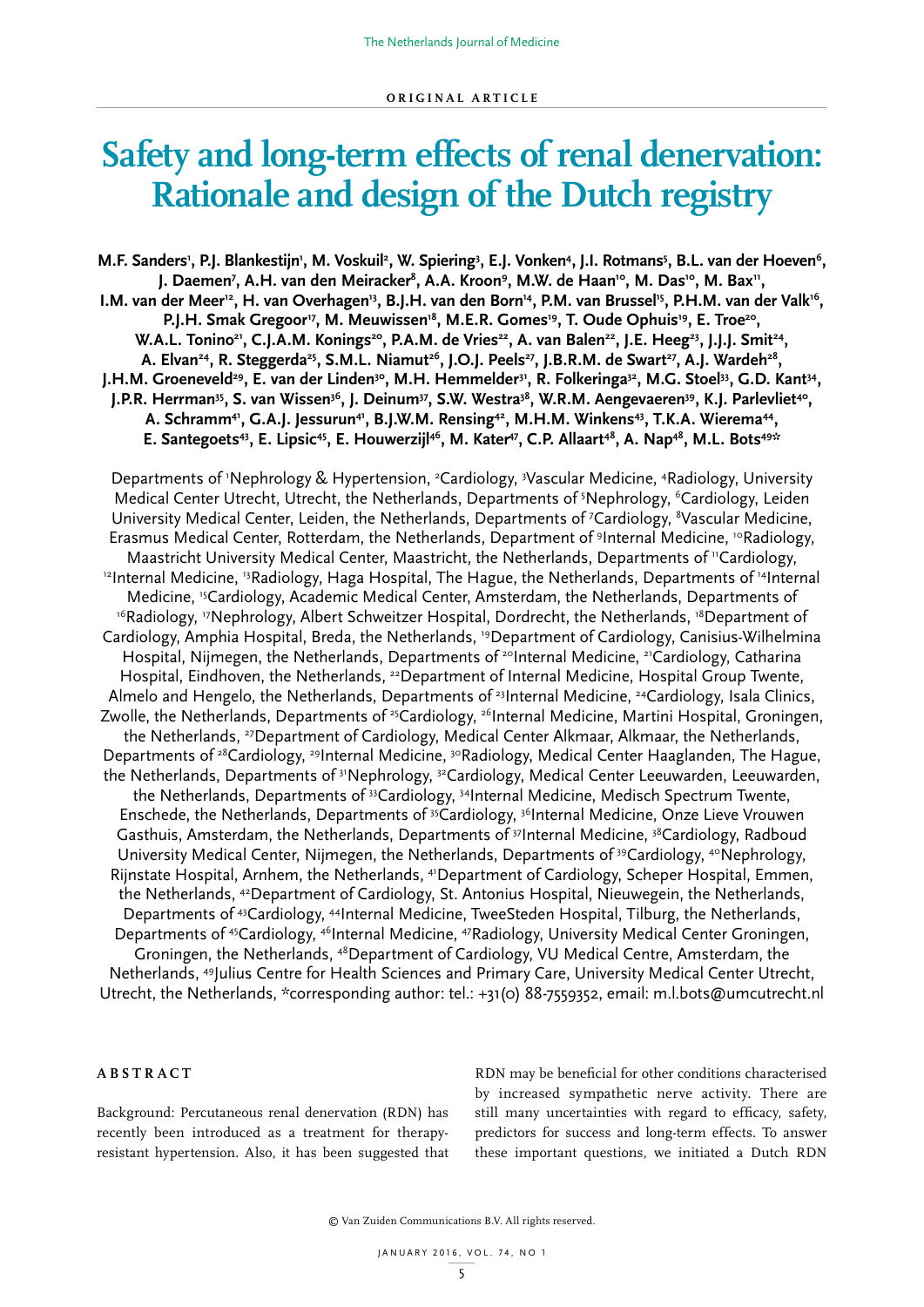ORIGINAL ARTICLE

# Safety and long-term effects of renal denervation: Rationale and design of the Dutch registry

**M.F. Sanders[1], P.J. Blankestijn[1], M. Voskuil[2], W. Spiering[3], E.J. Vonken[4], J.I. Rotmans[5], B.L. van der Hoeven[6], J. Daemen[7], A.H. van den Meiracker[8], A.A. Kroon[9], M.W. de Haan[10], M. Das[10], M. Bax[11], I.M. van der Meer[12], H. van Overhagen[13], B.J.H. van den Born[14], P.M. van Brussel[15], P.H.M. van der Valk[16], P.J.H. Smak Gregoor[17], M. Meuwissen[18], M.E.R. Gomes[19], T. Oude Ophuis[19], E. Troe[20], W.A.L. Tonino[21], C.J.A.M. Konings[20], P.A.M. de Vries[22], A. van Balen[22], J.E. Heeg[23], J.J.J. Smit[24], A. Elvan[24], R. Steggerda[25], S.M.L. Niamut[26], J.O.J. Peels[27], J.B.R.M. de Swart[27], A.J. Wardeh[28], J.H.M. Groeneveld[29], E. van der Linden[30], M.H. Hemmelder[31], R. Folkeringa[32], M.G. Stoel[33], G.D. Kant[34], J.P.R. Herrman[35], S. van Wissen[36], J. Deinum[37], S.W. Westra[38], W.R.M. Aengevaeren[39], K.J. Parlevliet[40], A. Schramm[41], G.A.J. Jessurun[41], B.J.W.M. Rensing[42], M.H.M. Winkens[43], T.K.A. Wierema[44], E. Santegoets[43], E. Lipsic[45], E. Houwerzijl[46], M. Kater[47], C.P. Allaart[48], A. Nap[48], M.L. Bots[49]***

Departments of [1]Nephrology & Hypertension, [2]Cardiology, [3]Vascular Medicine, [4]Radiology, University Medical Center Utrecht, Utrecht, the Netherlands, Departments of [5]Nephrology, [6]Cardiology, Leiden University Medical Center, Leiden, the Netherlands, Departments of [7]Cardiology, [8]Vascular Medicine, Erasmus Medical Center, Rotterdam, the Netherlands, Department of [9]Internal Medicine, [10]Radiology, Maastricht University Medical Center, Maastricht, the Netherlands, Departments of [11]Cardiology, [12]Internal Medicine, [13]Radiology, Haga Hospital, The Hague, the Netherlands, Departments of [14]Internal Medicine, [15]Cardiology, Academic Medical Center, Amsterdam, the Netherlands, Departments of [16]Radiology, [17]Nephrology, Albert Schweitzer Hospital, Dordrecht, the Netherlands, [18]Department of Cardiology, Amphia Hospital, Breda, the Netherlands, [19]Department of Cardiology, Canisius-Wilhelmina Hospital, Nijmegen, the Netherlands, Departments of [20]Internal Medicine, [21]Cardiology, Catharina Hospital, Eindhoven, the Netherlands, [22]Department of Internal Medicine, Hospital Group Twente, Almelo and Hengelo, the Netherlands, Departments of [23]Internal Medicine, [24]Cardiology, Isala Clinics, Zwolle, the Netherlands, Departments of [25]Cardiology, [26]Internal Medicine, Martini Hospital, Groningen, the Netherlands, [27]Department of Cardiology, Medical Center Alkmaar, Alkmaar, the Netherlands, Departments of [28]Cardiology, [29]Internal Medicine, [30]Radiology, Medical Center Haaglanden, The Hague, the Netherlands, Departments of [31]Nephrology, [32]Cardiology, Medical Center Leeuwarden, Leeuwarden, the Netherlands, Departments of [33]Cardiology, [34]Internal Medicine, Medisch Spectrum Twente, Enschede, the Netherlands, Departments of [35]Cardiology, [36]Internal Medicine, Onze Lieve Vrouwen Gasthuis, Amsterdam, the Netherlands, Departments of [37]Internal Medicine, [38]Cardiology, Radboud University Medical Center, Nijmegen, the Netherlands, Departments of [39]Cardiology, [40]Nephrology, Rijnstate Hospital, Arnhem, the Netherlands, [41]Department of Cardiology, Scheper Hospital, Emmen, the Netherlands, [42]Department of Cardiology, St. Antonius Hospital, Nieuwegein, the Netherlands, Departments of [43]Cardiology, [44]Internal Medicine, TweeSteden Hospital, Tilburg, the Netherlands, Departments of [45]Cardiology, [46]Internal Medicine, [47]Radiology, University Medical Center Groningen, Groningen, the Netherlands, [48]Department of Cardiology, VU Medical Centre, Amsterdam, the Netherlands, [49]Julius Centre for Health Sciences and Primary Care, University Medical Center Utrecht, Utrecht, the Netherlands, *corresponding author: tel.: +31(0) 88-7559352, email: m.l.bots@umcutrecht.nl

## ABSTRACT

Background: Percutaneous renal denervation (RDN) has recently been introduced as a treatment for therapy-resistant hypertension. Also, it has been suggested that RDN may be beneficial for other conditions characterised by increased sympathetic nerve activity. There are still many uncertainties with regard to efficacy, safety, predictors for success and long-term effects. To answer these important questions, we initiated a Dutch RDN

© Van Zuiden Communications B.V. All rights reserved.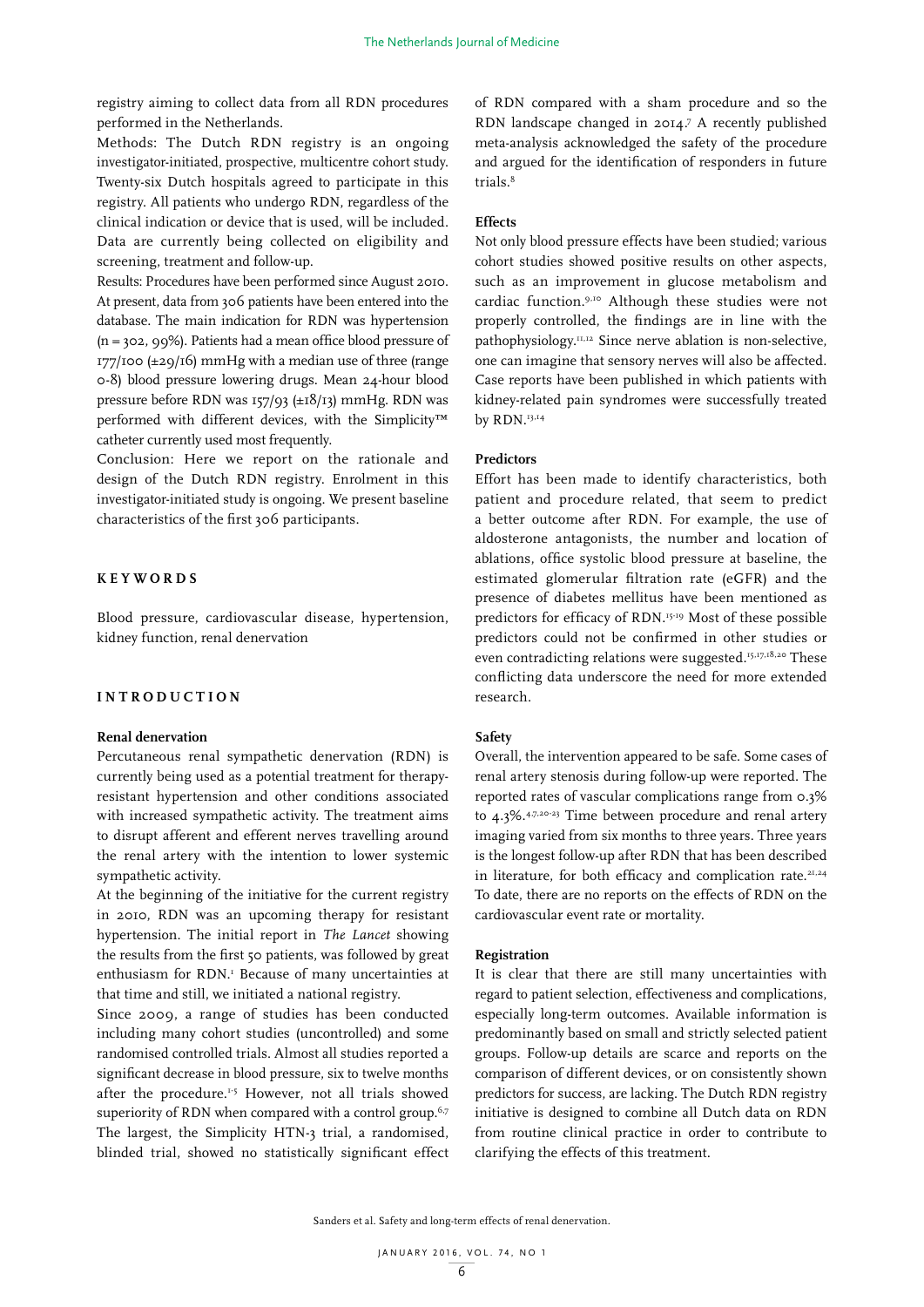registry aiming to collect data from all RDN procedures performed in the Netherlands.

Methods: The Dutch RDN registry is an ongoing investigator-initiated, prospective, multicentre cohort study. Twenty-six Dutch hospitals agreed to participate in this registry. All patients who undergo RDN, regardless of the clinical indication or device that is used, will be included. Data are currently being collected on eligibility and screening, treatment and follow-up.

Results: Procedures have been performed since August 2010. At present, data from 306 patients have been entered into the database. The main indication for RDN was hypertension (n = 302, 99%). Patients had a mean office blood pressure of 177/100 (±29/16) mmHg with a median use of three (range 0-8) blood pressure lowering drugs. Mean 24-hour blood pressure before RDN was 157/93 (±18/13) mmHg. RDN was performed with different devices, with the Simplicity™ catheter currently used most frequently.

Conclusion: Here we report on the rationale and design of the Dutch RDN registry. Enrolment in this investigator-initiated study is ongoing. We present baseline characteristics of the first 306 participants.

## KEYWORDS

Blood pressure, cardiovascular disease, hypertension, kidney function, renal denervation

## INTRODUCTION

### Renal denervation

Percutaneous renal sympathetic denervation (RDN) is currently being used as a potential treatment for therapy-resistant hypertension and other conditions associated with increased sympathetic activity. The treatment aims to disrupt afferent and efferent nerves travelling around the renal artery with the intention to lower systemic sympathetic activity.

At the beginning of the initiative for the current registry in 2010, RDN was an upcoming therapy for resistant hypertension. The initial report in *The Lancet* showing the results from the first 50 patients, was followed by great enthusiasm for RDN.[1] Because of many uncertainties at that time and still, we initiated a national registry.

Since 2009, a range of studies has been conducted including many cohort studies (uncontrolled) and some randomised controlled trials. Almost all studies reported a significant decrease in blood pressure, six to twelve months after the procedure.[1-5] However, not all trials showed superiority of RDN when compared with a control group.[6,7] The largest, the Simplicity HTN-3 trial, a randomised, blinded trial, showed no statistically significant effect of RDN compared with a sham procedure and so the RDN landscape changed in 2014.[7] A recently published meta-analysis acknowledged the safety of the procedure and argued for the identification of responders in future trials.[8]

### Effects

Not only blood pressure effects have been studied; various cohort studies showed positive results on other aspects, such as an improvement in glucose metabolism and cardiac function.[9,10] Although these studies were not properly controlled, the findings are in line with the pathophysiology.[11,12] Since nerve ablation is non-selective, one can imagine that sensory nerves will also be affected. Case reports have been published in which patients with kidney-related pain syndromes were successfully treated by RDN.[13,14]

### Predictors

Effort has been made to identify characteristics, both patient and procedure related, that seem to predict a better outcome after RDN. For example, the use of aldosterone antagonists, the number and location of ablations, office systolic blood pressure at baseline, the estimated glomerular filtration rate (eGFR) and the presence of diabetes mellitus have been mentioned as predictors for efficacy of RDN.[15-19] Most of these possible predictors could not be confirmed in other studies or even contradicting relations were suggested.[15,17,18,20] These conflicting data underscore the need for more extended research.

### Safety

Overall, the intervention appeared to be safe. Some cases of renal artery stenosis during follow-up were reported. The reported rates of vascular complications range from 0.3% to 4.3%.[4,7,20-23] Time between procedure and renal artery imaging varied from six months to three years. Three years is the longest follow-up after RDN that has been described in literature, for both efficacy and complication rate.[21,24] To date, there are no reports on the effects of RDN on the cardiovascular event rate or mortality.

### Registration

It is clear that there are still many uncertainties with regard to patient selection, effectiveness and complications, especially long-term outcomes. Available information is predominantly based on small and strictly selected patient groups. Follow-up details are scarce and reports on the comparison of different devices, or on consistently shown predictors for success, are lacking. The Dutch RDN registry initiative is designed to combine all Dutch data on RDN from routine clinical practice in order to contribute to clarifying the effects of this treatment.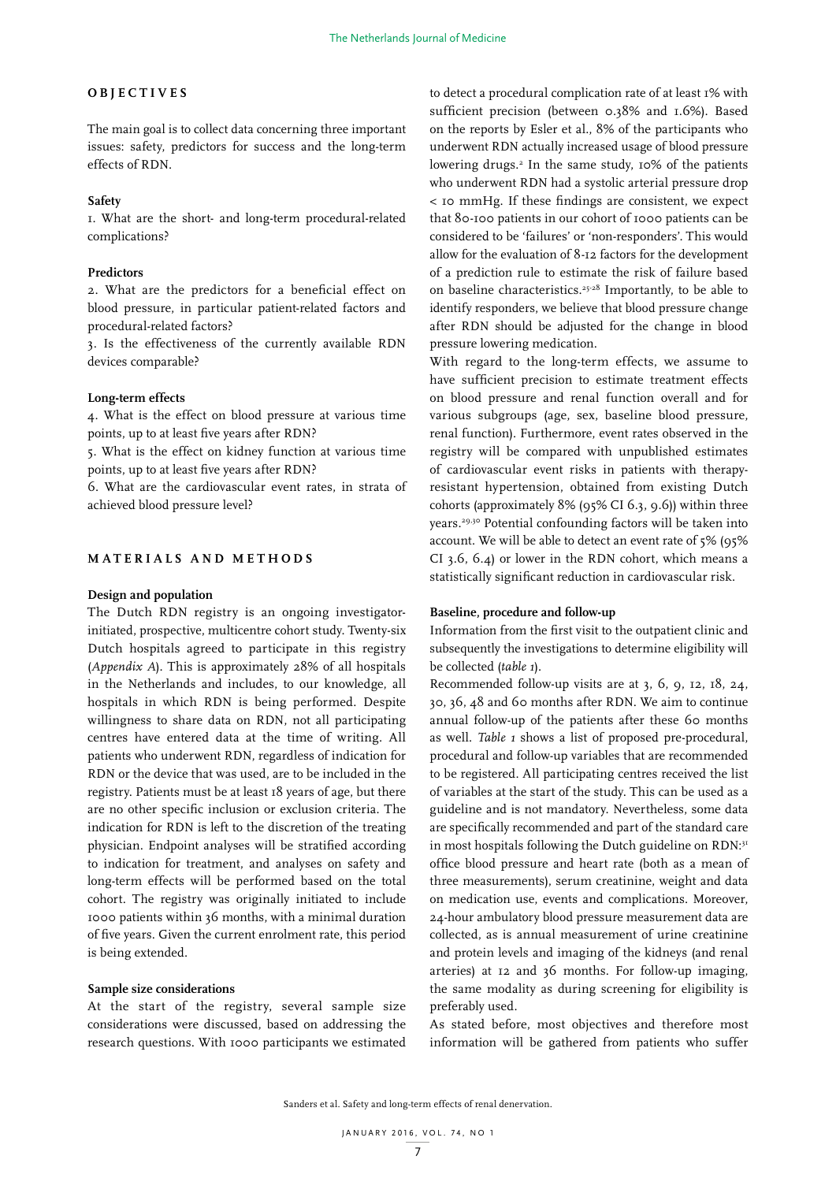## OBJECTIVES

The main goal is to collect data concerning three important issues: safety, predictors for success and the long-term effects of RDN.

### Safety

1. What are the short- and long-term procedural-related complications?

### Predictors

2. What are the predictors for a beneficial effect on blood pressure, in particular patient-related factors and procedural-related factors?
3. Is the effectiveness of the currently available RDN devices comparable?

### Long-term effects

4. What is the effect on blood pressure at various time points, up to at least five years after RDN?
5. What is the effect on kidney function at various time points, up to at least five years after RDN?
6. What are the cardiovascular event rates, in strata of achieved blood pressure level?

## MATERIALS AND METHODS

### Design and population

The Dutch RDN registry is an ongoing investigator-initiated, prospective, multicentre cohort study. Twenty-six Dutch hospitals agreed to participate in this registry (*Appendix A*). This is approximately 28% of all hospitals in the Netherlands and includes, to our knowledge, all hospitals in which RDN is being performed. Despite willingness to share data on RDN, not all participating centres have entered data at the time of writing. All patients who underwent RDN, regardless of indication for RDN or the device that was used, are to be included in the registry. Patients must be at least 18 years of age, but there are no other specific inclusion or exclusion criteria. The indication for RDN is left to the discretion of the treating physician. Endpoint analyses will be stratified according to indication for treatment, and analyses on safety and long-term effects will be performed based on the total cohort. The registry was originally initiated to include 1000 patients within 36 months, with a minimal duration of five years. Given the current enrolment rate, this period is being extended.

### Sample size considerations

At the start of the registry, several sample size considerations were discussed, based on addressing the research questions. With 1000 participants we estimated to detect a procedural complication rate of at least 1% with sufficient precision (between 0.38% and 1.6%). Based on the reports by Esler et al., 8% of the participants who underwent RDN actually increased usage of blood pressure lowering drugs.[2] In the same study, 10% of the patients who underwent RDN had a systolic arterial pressure drop < 10 mmHg. If these findings are consistent, we expect that 80-100 patients in our cohort of 1000 patients can be considered to be 'failures' or 'non-responders'. This would allow for the evaluation of 8-12 factors for the development of a prediction rule to estimate the risk of failure based on baseline characteristics.[25-28] Importantly, to be able to identify responders, we believe that blood pressure change after RDN should be adjusted for the change in blood pressure lowering medication.

With regard to the long-term effects, we assume to have sufficient precision to estimate treatment effects on blood pressure and renal function overall and for various subgroups (age, sex, baseline blood pressure, renal function). Furthermore, event rates observed in the registry will be compared with unpublished estimates of cardiovascular event risks in patients with therapy-resistant hypertension, obtained from existing Dutch cohorts (approximately 8% (95% CI 6.3, 9.6)) within three years.[29,30] Potential confounding factors will be taken into account. We will be able to detect an event rate of 5% (95% CI 3.6, 6.4) or lower in the RDN cohort, which means a statistically significant reduction in cardiovascular risk.

### Baseline, procedure and follow-up

Information from the first visit to the outpatient clinic and subsequently the investigations to determine eligibility will be collected (*table 1*).

Recommended follow-up visits are at 3, 6, 9, 12, 18, 24, 30, 36, 48 and 60 months after RDN. We aim to continue annual follow-up of the patients after these 60 months as well. *Table 1* shows a list of proposed pre-procedural, procedural and follow-up variables that are recommended to be registered. All participating centres received the list of variables at the start of the study. This can be used as a guideline and is not mandatory. Nevertheless, some data are specifically recommended and part of the standard care in most hospitals following the Dutch guideline on RDN:[31] office blood pressure and heart rate (both as a mean of three measurements), serum creatinine, weight and data on medication use, events and complications. Moreover, 24-hour ambulatory blood pressure measurement data are collected, as is annual measurement of urine creatinine and protein levels and imaging of the kidneys (and renal arteries) at 12 and 36 months. For follow-up imaging, the same modality as during screening for eligibility is preferably used.

As stated before, most objectives and therefore most information will be gathered from patients who suffer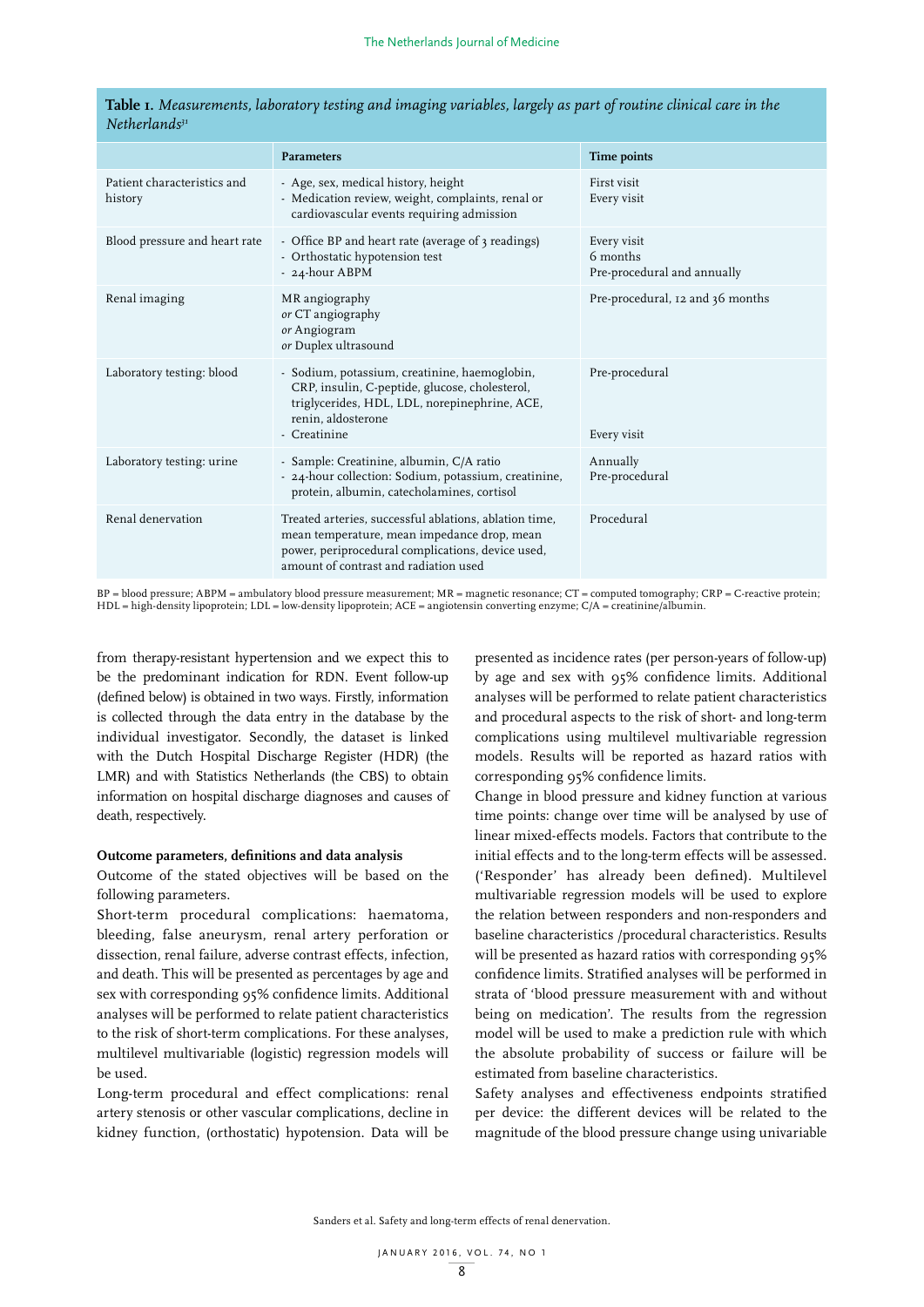**Table 1.** *Measurements, laboratory testing and imaging variables, largely as part of routine clinical care in the Netherlands*[31]

| | Parameters | Time points |
|---|---|---|
| Patient characteristics and history | - Age, sex, medical history, height<br>- Medication review, weight, complaints, renal or cardiovascular events requiring admission | First visit<br>Every visit |
| Blood pressure and heart rate | - Office BP and heart rate (average of 3 readings)<br>- Orthostatic hypotension test<br>- 24-hour ABPM | Every visit<br>6 months<br>Pre-procedural and annually |
| Renal imaging | MR angiography<br>*or* CT angiography<br>*or* Angiogram<br>*or* Duplex ultrasound | Pre-procedural, 12 and 36 months |
| Laboratory testing: blood | - Sodium, potassium, creatinine, haemoglobin, CRP, insulin, C-peptide, glucose, cholesterol, triglycerides, HDL, LDL, norepinephrine, ACE, renin, aldosterone<br>- Creatinine | Pre-procedural<br><br>Every visit |
| Laboratory testing: urine | - Sample: Creatinine, albumin, C/A ratio<br>- 24-hour collection: Sodium, potassium, creatinine, protein, albumin, catecholamines, cortisol | Annually<br>Pre-procedural |
| Renal denervation | Treated arteries, successful ablations, ablation time, mean temperature, mean impedance drop, mean power, periprocedural complications, device used, amount of contrast and radiation used | Procedural |

BP = blood pressure; ABPM = ambulatory blood pressure measurement; MR = magnetic resonance; CT = computed tomography; CRP = C-reactive protein; HDL = high-density lipoprotein; LDL = low-density lipoprotein; ACE = angiotensin converting enzyme; C/A = creatinine/albumin.

from therapy-resistant hypertension and we expect this to be the predominant indication for RDN. Event follow-up (defined below) is obtained in two ways. Firstly, information is collected through the data entry in the database by the individual investigator. Secondly, the dataset is linked with the Dutch Hospital Discharge Register (HDR) (the LMR) and with Statistics Netherlands (the CBS) to obtain information on hospital discharge diagnoses and causes of death, respectively.

**Outcome parameters, definitions and data analysis**

Outcome of the stated objectives will be based on the following parameters.

Short-term procedural complications: haematoma, bleeding, false aneurysm, renal artery perforation or dissection, renal failure, adverse contrast effects, infection, and death. This will be presented as percentages by age and sex with corresponding 95% confidence limits. Additional analyses will be performed to relate patient characteristics to the risk of short-term complications. For these analyses, multilevel multivariable (logistic) regression models will be used.

Long-term procedural and effect complications: renal artery stenosis or other vascular complications, decline in kidney function, (orthostatic) hypotension. Data will be presented as incidence rates (per person-years of follow-up) by age and sex with 95% confidence limits. Additional analyses will be performed to relate patient characteristics and procedural aspects to the risk of short- and long-term complications using multilevel multivariable regression models. Results will be reported as hazard ratios with corresponding 95% confidence limits.

Change in blood pressure and kidney function at various time points: change over time will be analysed by use of linear mixed-effects models. Factors that contribute to the initial effects and to the long-term effects will be assessed. ('Responder' has already been defined). Multilevel multivariable regression models will be used to explore the relation between responders and non-responders and baseline characteristics /procedural characteristics. Results will be presented as hazard ratios with corresponding 95% confidence limits. Stratified analyses will be performed in strata of 'blood pressure measurement with and without being on medication'. The results from the regression model will be used to make a prediction rule with which the absolute probability of success or failure will be estimated from baseline characteristics.

Safety analyses and effectiveness endpoints stratified per device: the different devices will be related to the magnitude of the blood pressure change using univariable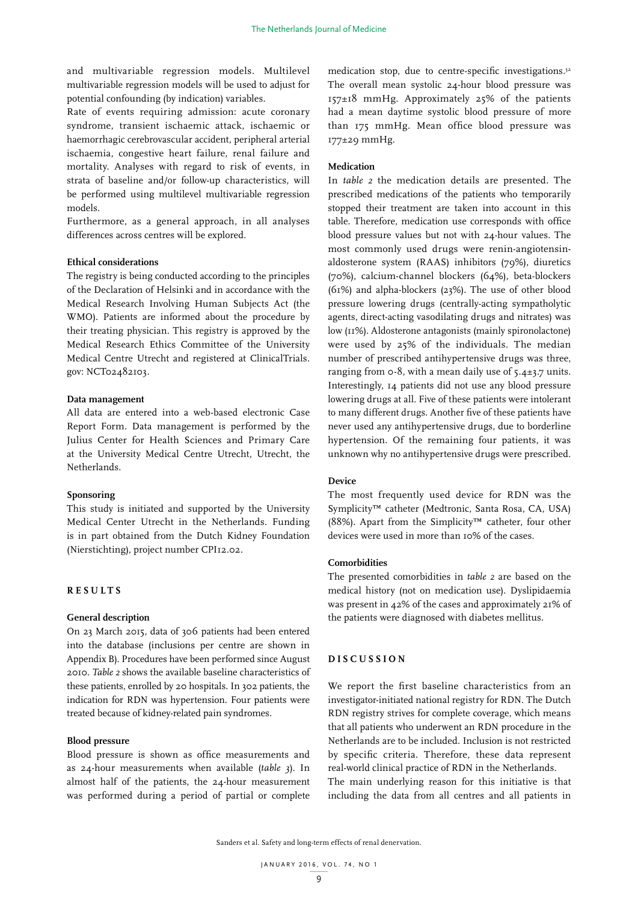and multivariable regression models. Multilevel multivariable regression models will be used to adjust for potential confounding (by indication) variables.

Rate of events requiring admission: acute coronary syndrome, transient ischaemic attack, ischaemic or haemorrhagic cerebrovascular accident, peripheral arterial ischaemia, congestive heart failure, renal failure and mortality. Analyses with regard to risk of events, in strata of baseline and/or follow-up characteristics, will be performed using multilevel multivariable regression models.

Furthermore, as a general approach, in all analyses differences across centres will be explored.

#### Ethical considerations

The registry is being conducted according to the principles of the Declaration of Helsinki and in accordance with the Medical Research Involving Human Subjects Act (the WMO). Patients are informed about the procedure by their treating physician. This registry is approved by the Medical Research Ethics Committee of the University Medical Centre Utrecht and registered at ClinicalTrials.gov: NCT02482103.

#### Data management

All data are entered into a web-based electronic Case Report Form. Data management is performed by the Julius Center for Health Sciences and Primary Care at the University Medical Centre Utrecht, Utrecht, the Netherlands.

#### Sponsoring

This study is initiated and supported by the University Medical Center Utrecht in the Netherlands. Funding is in part obtained from the Dutch Kidney Foundation (Nierstichting), project number CPI12.02.

## RESULTS

#### General description

On 23 March 2015, data of 306 patients had been entered into the database (inclusions per centre are shown in Appendix B). Procedures have been performed since August 2010. *Table 2* shows the available baseline characteristics of these patients, enrolled by 20 hospitals. In 302 patients, the indication for RDN was hypertension. Four patients were treated because of kidney-related pain syndromes.

#### Blood pressure

Blood pressure is shown as office measurements and as 24-hour measurements when available (*table 3*). In almost half of the patients, the 24-hour measurement was performed during a period of partial or complete medication stop, due to centre-specific investigations.[32] The overall mean systolic 24-hour blood pressure was 157±18 mmHg. Approximately 25% of the patients had a mean daytime systolic blood pressure of more than 175 mmHg. Mean office blood pressure was 177±29 mmHg.

#### Medication

In *table 2* the medication details are presented. The prescribed medications of the patients who temporarily stopped their treatment are taken into account in this table. Therefore, medication use corresponds with office blood pressure values but not with 24-hour values. The most commonly used drugs were renin-angiotensin-aldosterone system (RAAS) inhibitors (79%), diuretics (70%), calcium-channel blockers (64%), beta-blockers (61%) and alpha-blockers (23%). The use of other blood pressure lowering drugs (centrally-acting sympatholytic agents, direct-acting vasodilating drugs and nitrates) was low (11%). Aldosterone antagonists (mainly spironolactone) were used by 25% of the individuals. The median number of prescribed antihypertensive drugs was three, ranging from 0-8, with a mean daily use of 5.4±3.7 units. Interestingly, 14 patients did not use any blood pressure lowering drugs at all. Five of these patients were intolerant to many different drugs. Another five of these patients have never used any antihypertensive drugs, due to borderline hypertension. Of the remaining four patients, it was unknown why no antihypertensive drugs were prescribed.

#### Device

The most frequently used device for RDN was the Symplicity™ catheter (Medtronic, Santa Rosa, CA, USA) (88%). Apart from the Simplicity™ catheter, four other devices were used in more than 10% of the cases.

#### Comorbidities

The presented comorbidities in *table 2* are based on the medical history (not on medication use). Dyslipidaemia was present in 42% of the cases and approximately 21% of the patients were diagnosed with diabetes mellitus.

## DISCUSSION

We report the first baseline characteristics from an investigator-initiated national registry for RDN. The Dutch RDN registry strives for complete coverage, which means that all patients who underwent an RDN procedure in the Netherlands are to be included. Inclusion is not restricted by specific criteria. Therefore, these data represent real-world clinical practice of RDN in the Netherlands.

The main underlying reason for this initiative is that including the data from all centres and all patients in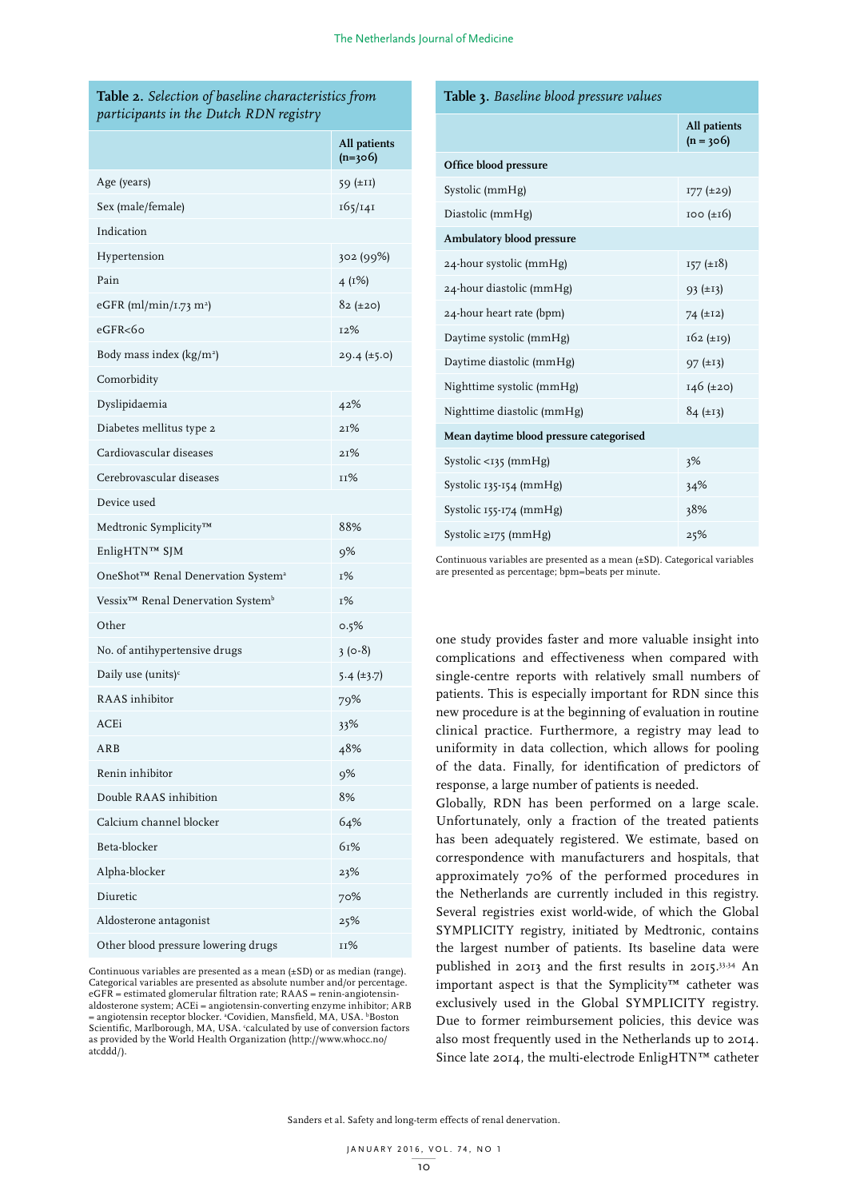**Table 2.** *Selection of baseline characteristics from participants in the Dutch RDN registry*

| | All patients (n=306) |
|---|---|
| Age (years) | 59 (±11) |
| Sex (male/female) | 165/141 |
| Indication | |
| Hypertension | 302 (99%) |
| Pain | 4 (1%) |
| eGFR (ml/min/1.73 m²) | 82 (±20) |
| eGFR<60 | 12% |
| Body mass index (kg/m²) | 29.4 (±5.0) |
| Comorbidity | |
| Dyslipidaemia | 42% |
| Diabetes mellitus type 2 | 21% |
| Cardiovascular diseases | 21% |
| Cerebrovascular diseases | 11% |
| Device used | |
| Medtronic Symplicity™ | 88% |
| EnligHTN™ SJM | 9% |
| OneShot™ Renal Denervation System[a] | 1% |
| Vessix™ Renal Denervation System[b] | 1% |
| Other | 0.5% |
| No. of antihypertensive drugs | 3 (0-8) |
| Daily use (units)[c] | 5.4 (±3.7) |
| RAAS inhibitor | 79% |
| ACEi | 33% |
| ARB | 48% |
| Renin inhibitor | 9% |
| Double RAAS inhibition | 8% |
| Calcium channel blocker | 64% |
| Beta-blocker | 61% |
| Alpha-blocker | 23% |
| Diuretic | 70% |
| Aldosterone antagonist | 25% |
| Other blood pressure lowering drugs | 11% |

Continuous variables are presented as a mean (±SD) or as median (range). Categorical variables are presented as absolute number and/or percentage. eGFR = estimated glomerular filtration rate; RAAS = renin-angiotensin-aldosterone system; ACEi = angiotensin-converting enzyme inhibitor; ARB = angiotensin receptor blocker. [a]Covidien, Mansfield, MA, USA. [b]Boston Scientific, Marlborough, MA, USA. [c]calculated by use of conversion factors as provided by the World Health Organization (http://www.whocc.no/atcddd/).

**Table 3.** *Baseline blood pressure values*

| | All patients (n = 306) |
|---|---|
| **Office blood pressure** | |
| Systolic (mmHg) | 177 (±29) |
| Diastolic (mmHg) | 100 (±16) |
| **Ambulatory blood pressure** | |
| 24-hour systolic (mmHg) | 157 (±18) |
| 24-hour diastolic (mmHg) | 93 (±13) |
| 24-hour heart rate (bpm) | 74 (±12) |
| Daytime systolic (mmHg) | 162 (±19) |
| Daytime diastolic (mmHg) | 97 (±13) |
| Nighttime systolic (mmHg) | 146 (±20) |
| Nighttime diastolic (mmHg) | 84 (±13) |
| **Mean daytime blood pressure categorised** | |
| Systolic <135 (mmHg) | 3% |
| Systolic 135-154 (mmHg) | 34% |
| Systolic 155-174 (mmHg) | 38% |
| Systolic ≥175 (mmHg) | 25% |

Continuous variables are presented as a mean (±SD). Categorical variables are presented as percentage; bpm=beats per minute.

one study provides faster and more valuable insight into complications and effectiveness when compared with single-centre reports with relatively small numbers of patients. This is especially important for RDN since this new procedure is at the beginning of evaluation in routine clinical practice. Furthermore, a registry may lead to uniformity in data collection, which allows for pooling of the data. Finally, for identification of predictors of response, a large number of patients is needed.

Globally, RDN has been performed on a large scale. Unfortunately, only a fraction of the treated patients has been adequately registered. We estimate, based on correspondence with manufacturers and hospitals, that approximately 70% of the performed procedures in the Netherlands are currently included in this registry. Several registries exist world-wide, of which the Global SYMPLICITY registry, initiated by Medtronic, contains the largest number of patients. Its baseline data were published in 2013 and the first results in 2015.[33,34] An important aspect is that the Symplicity™ catheter was exclusively used in the Global SYMPLICITY registry. Due to former reimbursement policies, this device was also most frequently used in the Netherlands up to 2014. Since late 2014, the multi-electrode EnligHTN™ catheter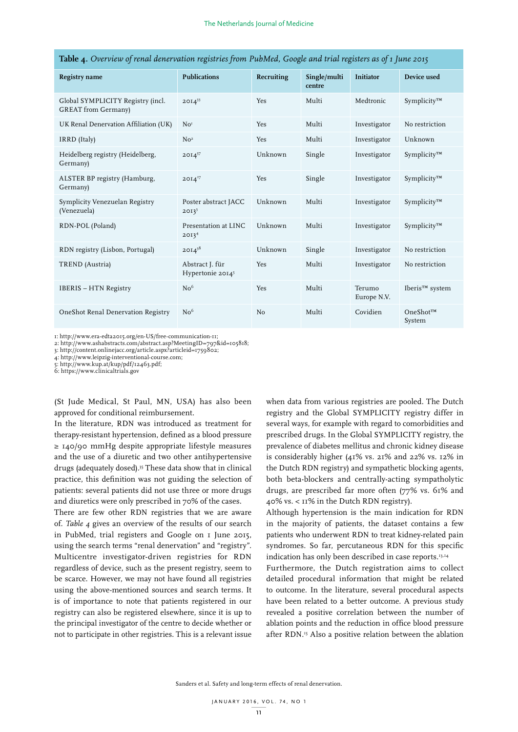**Table 4.** *Overview of renal denervation registries from PubMed, Google and trial registers as of 1 June 2015*

| Registry name | Publications | Recruiting | Single/multi centre | Initiator | Device used |
|---|---|---|---|---|---|
| Global SYMPLICITY Registry (incl. GREAT from Germany) | 2014[33] | Yes | Multi | Medtronic | Symplicity™ |
| UK Renal Denervation Affiliation (UK) | No[1] | Yes | Multi | Investigator | No restriction |
| IRRD (Italy) | No[2] | Yes | Multi | Investigator | Unknown |
| Heidelberg registry (Heidelberg, Germany) | 2014[37] | Unknown | Single | Investigator | Symplicity™ |
| ALSTER BP registry (Hamburg, Germany) | 2014[17] | Yes | Single | Investigator | Symplicity™ |
| Symplicity Venezuelan Registry (Venezuela) | Poster abstract JACC 2013[3] | Unknown | Multi | Investigator | Symplicity™ |
| RDN-POL (Poland) | Presentation at LINC 2013[4] | Unknown | Multi | Investigator | Symplicity™ |
| RDN registry (Lisbon, Portugal) | 2014[38] | Unknown | Single | Investigator | No restriction |
| TREND (Austria) | Abstract J. für Hypertonie 2014[5] | Yes | Multi | Investigator | No restriction |
| IBERIS – HTN Registry | No[6] | Yes | Multi | Terumo Europe N.V. | Iberis™ system |
| OneShot Renal Denervation Registry | No[6] | No | Multi | Covidien | OneShot™ System |

1: http://www.era-edta2015.org/en-US/free-communication-11;
2: http://www.ashabstracts.com/abstract.asp?MeetingID=797&id=105818;
3: http://content.onlinejacc.org/article.aspx?articleid=1759802;
4: http://www.leipzig-interventional-course.com;
5: http://www.kup.at/kup/pdf/12463.pdf;
6: https://www.clinicaltrials.gov

(St Jude Medical, St Paul, MN, USA) has also been approved for conditional reimbursement.

In the literature, RDN was introduced as treatment for therapy-resistant hypertension, defined as a blood pressure ≥ 140/90 mmHg despite appropriate lifestyle measures and the use of a diuretic and two other antihypertensive drugs (adequately dosed).[35] These data show that in clinical practice, this definition was not guiding the selection of patients: several patients did not use three or more drugs and diuretics were only prescribed in 70% of the cases.

There are few other RDN registries that we are aware of. *Table 4* gives an overview of the results of our search in PubMed, trial registers and Google on 1 June 2015, using the search terms "renal denervation" and "registry". Multicentre investigator-driven registries for RDN regardless of device, such as the present registry, seem to be scarce. However, we may not have found all registries using the above-mentioned sources and search terms. It is of importance to note that patients registered in our registry can also be registered elsewhere, since it is up to the principal investigator of the centre to decide whether or not to participate in other registries. This is a relevant issue when data from various registries are pooled. The Dutch registry and the Global SYMPLICITY registry differ in several ways, for example with regard to comorbidities and prescribed drugs. In the Global SYMPLICITY registry, the prevalence of diabetes mellitus and chronic kidney disease is considerably higher (41% vs. 21% and 22% vs. 12% in the Dutch RDN registry) and sympathetic blocking agents, both beta-blockers and centrally-acting sympatholytic drugs, are prescribed far more often (77% vs. 61% and 40% vs. < 11% in the Dutch RDN registry).

Although hypertension is the main indication for RDN in the majority of patients, the dataset contains a few patients who underwent RDN to treat kidney-related pain syndromes. So far, percutaneous RDN for this specific indication has only been described in case reports.[13,14]

Furthermore, the Dutch registration aims to collect detailed procedural information that might be related to outcome. In the literature, several procedural aspects have been related to a better outcome. A previous study revealed a positive correlation between the number of ablation points and the reduction in office blood pressure after RDN.[15] Also a positive relation between the ablation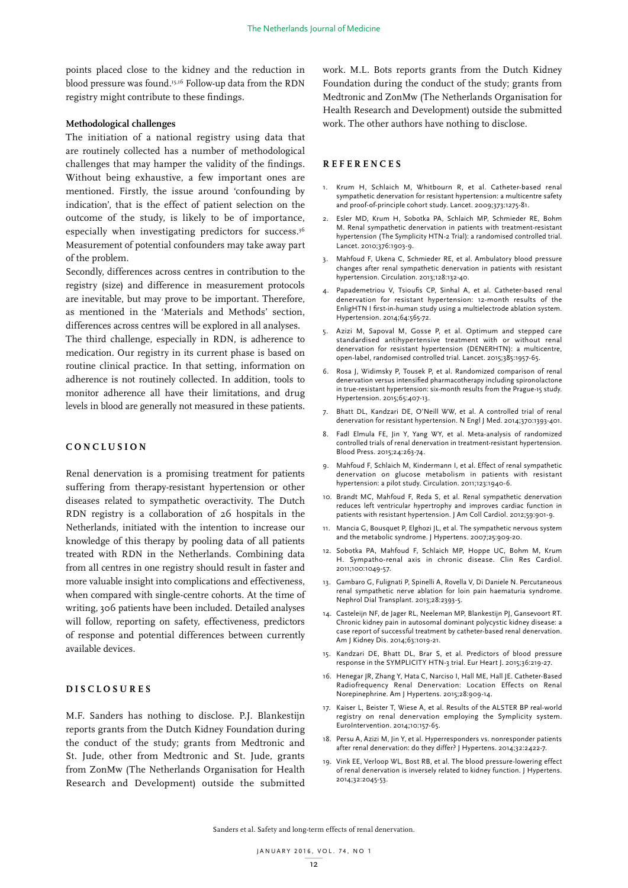points placed close to the kidney and the reduction in blood pressure was found.[15,16] Follow-up data from the RDN registry might contribute to these findings.

**Methodological challenges**

The initiation of a national registry using data that are routinely collected has a number of methodological challenges that may hamper the validity of the findings. Without being exhaustive, a few important ones are mentioned. Firstly, the issue around 'confounding by indication', that is the effect of patient selection on the outcome of the study, is likely to be of importance, especially when investigating predictors for success.[36] Measurement of potential confounders may take away part of the problem.

Secondly, differences across centres in contribution to the registry (size) and difference in measurement protocols are inevitable, but may prove to be important. Therefore, as mentioned in the 'Materials and Methods' section, differences across centres will be explored in all analyses.

The third challenge, especially in RDN, is adherence to medication. Our registry in its current phase is based on routine clinical practice. In that setting, information on adherence is not routinely collected. In addition, tools to monitor adherence all have their limitations, and drug levels in blood are generally not measured in these patients.

## CONCLUSION

Renal denervation is a promising treatment for patients suffering from therapy-resistant hypertension or other diseases related to sympathetic overactivity. The Dutch RDN registry is a collaboration of 26 hospitals in the Netherlands, initiated with the intention to increase our knowledge of this therapy by pooling data of all patients treated with RDN in the Netherlands. Combining data from all centres in one registry should result in faster and more valuable insight into complications and effectiveness, when compared with single-centre cohorts. At the time of writing, 306 patients have been included. Detailed analyses will follow, reporting on safety, effectiveness, predictors of response and potential differences between currently available devices.

## DISCLOSURES

M.F. Sanders has nothing to disclose. P.J. Blankestijn reports grants from the Dutch Kidney Foundation during the conduct of the study; grants from Medtronic and St. Jude, other from Medtronic and St. Jude, grants from ZonMw (The Netherlands Organisation for Health Research and Development) outside the submitted work. M.L. Bots reports grants from the Dutch Kidney Foundation during the conduct of the study; grants from Medtronic and ZonMw (The Netherlands Organisation for Health Research and Development) outside the submitted work. The other authors have nothing to disclose.

## REFERENCES

1. Krum H, Schlaich M, Whitbourn R, et al. Catheter-based renal sympathetic denervation for resistant hypertension: a multicentre safety and proof-of-principle cohort study. Lancet. 2009;373:1275-81.
2. Esler MD, Krum H, Sobotka PA, Schlaich MP, Schmieder RE, Bohm M. Renal sympathetic denervation in patients with treatment-resistant hypertension (The Symplicity HTN-2 Trial): a randomised controlled trial. Lancet. 2010;376:1903-9.
3. Mahfoud F, Ukena C, Schmieder RE, et al. Ambulatory blood pressure changes after renal sympathetic denervation in patients with resistant hypertension. Circulation. 2013;128:132-40.
4. Papademetriou V, Tsioufis CP, Sinhal A, et al. Catheter-based renal denervation for resistant hypertension: 12-month results of the EnligHTN I first-in-human study using a multielectrode ablation system. Hypertension. 2014;64:565-72.
5. Azizi M, Sapoval M, Gosse P, et al. Optimum and stepped care standardised antihypertensive treatment with or without renal denervation for resistant hypertension (DENERHTN): a multicentre, open-label, randomised controlled trial. Lancet. 2015;385:1957-65.
6. Rosa J, Widimsky P, Tousek P, et al. Randomized comparison of renal denervation versus intensified pharmacotherapy including spironolactone in true-resistant hypertension: six-month results from the Prague-15 study. Hypertension. 2015;65:407-13.
7. Bhatt DL, Kandzari DE, O'Neill WW, et al. A controlled trial of renal denervation for resistant hypertension. N Engl J Med. 2014;370:1393-401.
8. Fadl Elmula FE, Jin Y, Yang WY, et al. Meta-analysis of randomized controlled trials of renal denervation in treatment-resistant hypertension. Blood Press. 2015;24:263-74.
9. Mahfoud F, Schlaich M, Kindermann I, et al. Effect of renal sympathetic denervation on glucose metabolism in patients with resistant hypertension: a pilot study. Circulation. 2011;123:1940-6.
10. Brandt MC, Mahfoud F, Reda S, et al. Renal sympathetic denervation reduces left ventricular hypertrophy and improves cardiac function in patients with resistant hypertension. J Am Coll Cardiol. 2012;59:901-9.
11. Mancia G, Bousquet P, Elghozi JL, et al. The sympathetic nervous system and the metabolic syndrome. J Hypertens. 2007;25:909-20.
12. Sobotka PA, Mahfoud F, Schlaich MP, Hoppe UC, Bohm M, Krum H. Sympatho-renal axis in chronic disease. Clin Res Cardiol. 2011;100:1049-57.
13. Gambaro G, Fulignati P, Spinelli A, Rovella V, Di Daniele N. Percutaneous renal sympathetic nerve ablation for loin pain haematuria syndrome. Nephrol Dial Transplant. 2013;28:2393-5.
14. Casteleijn NF, de Jager RL, Neeleman MP, Blankestijn PJ, Gansevoort RT. Chronic kidney pain in autosomal dominant polycystic kidney disease: a case report of successful treatment by catheter-based renal denervation. Am J Kidney Dis. 2014;63:1019-21.
15. Kandzari DE, Bhatt DL, Brar S, et al. Predictors of blood pressure response in the SYMPLICITY HTN-3 trial. Eur Heart J. 2015;36:219-27.
16. Henegar JR, Zhang Y, Hata C, Narciso I, Hall ME, Hall JE. Catheter-Based Radiofrequency Renal Denervation: Location Effects on Renal Norepinephrine. Am J Hypertens. 2015;28:909-14.
17. Kaiser L, Beister T, Wiese A, et al. Results of the ALSTER BP real-world registry on renal denervation employing the Symplicity system. EuroIntervention. 2014;10:157-65.
18. Persu A, Azizi M, Jin Y, et al. Hyperresponders vs. nonresponder patients after renal denervation: do they differ? J Hypertens. 2014;32:2422-7.
19. Vink EE, Verloop WL, Bost RB, et al. The blood pressure-lowering effect of renal denervation is inversely related to kidney function. J Hypertens. 2014;32:2045-53.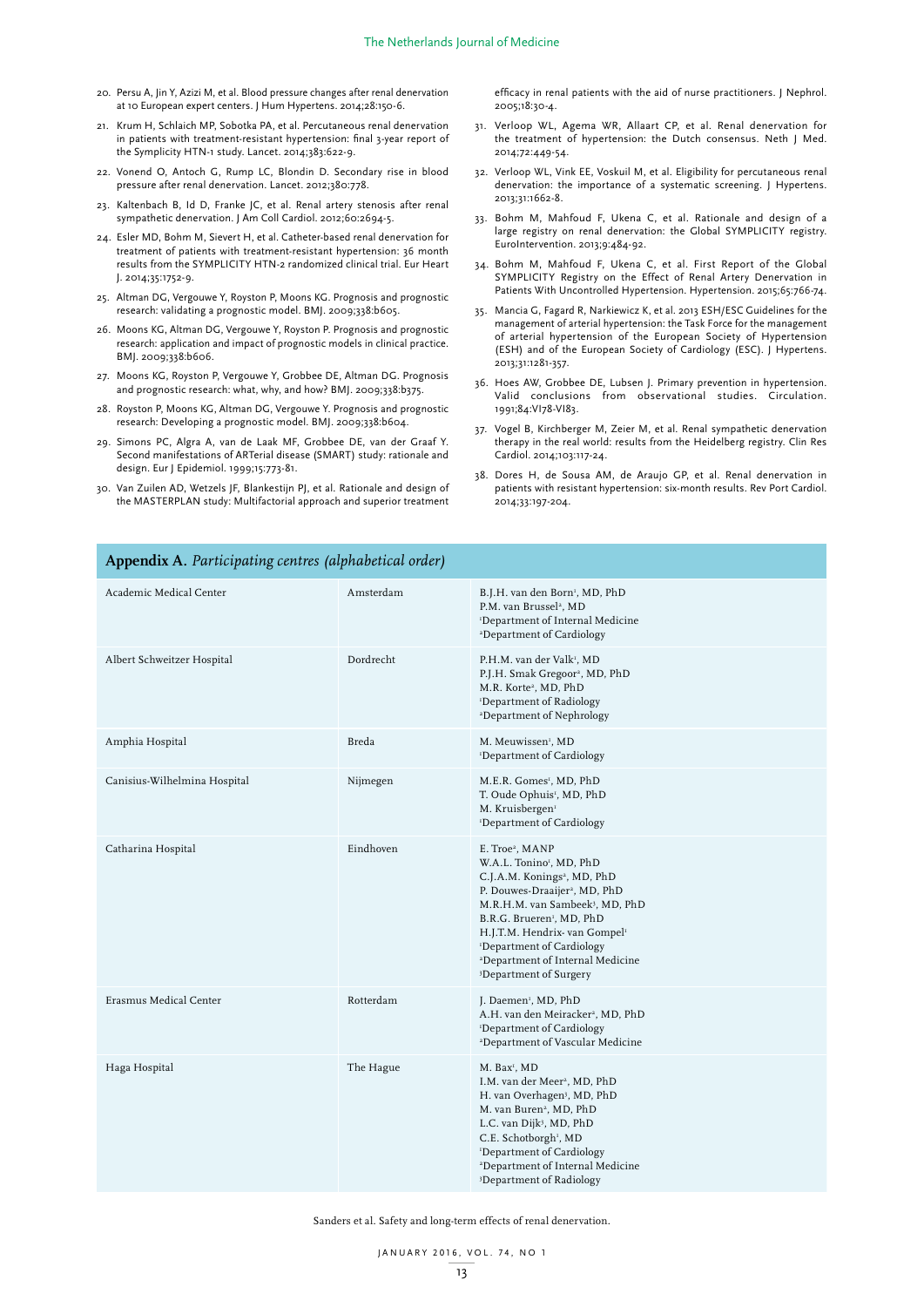20. Persu A, Jin Y, Azizi M, et al. Blood pressure changes after renal denervation at 10 European expert centers. J Hum Hypertens. 2014;28:150-6.
21. Krum H, Schlaich MP, Sobotka PA, et al. Percutaneous renal denervation in patients with treatment-resistant hypertension: final 3-year report of the Symplicity HTN-1 study. Lancet. 2014;383:622-9.
22. Vonend O, Antoch G, Rump LC, Blondin D. Secondary rise in blood pressure after renal denervation. Lancet. 2012;380:778.
23. Kaltenbach B, Id D, Franke JC, et al. Renal artery stenosis after renal sympathetic denervation. J Am Coll Cardiol. 2012;60:2694-5.
24. Esler MD, Bohm M, Sievert H, et al. Catheter-based renal denervation for treatment of patients with treatment-resistant hypertension: 36 month results from the SYMPLICITY HTN-2 randomized clinical trial. Eur Heart J. 2014;35:1752-9.
25. Altman DG, Vergouwe Y, Royston P, Moons KG. Prognosis and prognostic research: validating a prognostic model. BMJ. 2009;338:b605.
26. Moons KG, Altman DG, Vergouwe Y, Royston P. Prognosis and prognostic research: application and impact of prognostic models in clinical practice. BMJ. 2009;338:b606.
27. Moons KG, Royston P, Vergouwe Y, Grobbee DE, Altman DG. Prognosis and prognostic research: what, why, and how? BMJ. 2009;338:b375.
28. Royston P, Moons KG, Altman DG, Vergouwe Y. Prognosis and prognostic research: Developing a prognostic model. BMJ. 2009;338:b604.
29. Simons PC, Algra A, van de Laak MF, Grobbee DE, van der Graaf Y. Second manifestations of ARTerial disease (SMART) study: rationale and design. Eur J Epidemiol. 1999;15:773-81.
30. Van Zuilen AD, Wetzels JF, Blankestijn PJ, et al. Rationale and design of the MASTERPLAN study: Multifactorial approach and superior treatment efficacy in renal patients with the aid of nurse practitioners. J Nephrol. 2005;18:30-4.
31. Verloop WL, Agema WR, Allaart CP, et al. Renal denervation for the treatment of hypertension: the Dutch consensus. Neth J Med. 2014;72:449-54.
32. Verloop WL, Vink EE, Voskuil M, et al. Eligibility for percutaneous renal denervation: the importance of a systematic screening. J Hypertens. 2013;31:1662-8.
33. Bohm M, Mahfoud F, Ukena C, et al. Rationale and design of a large registry on renal denervation: the Global SYMPLICITY registry. EuroIntervention. 2013;9:484-92.
34. Bohm M, Mahfoud F, Ukena C, et al. First Report of the Global SYMPLICITY Registry on the Effect of Renal Artery Denervation in Patients With Uncontrolled Hypertension. Hypertension. 2015;65:766-74.
35. Mancia G, Fagard R, Narkiewicz K, et al. 2013 ESH/ESC Guidelines for the management of arterial hypertension: the Task Force for the management of arterial hypertension of the European Society of Hypertension (ESH) and of the European Society of Cardiology (ESC). J Hypertens. 2013;31:1281-357.
36. Hoes AW, Grobbee DE, Lubsen J. Primary prevention in hypertension. Valid conclusions from observational studies. Circulation. 1991;84:VI78-VI83.
37. Vogel B, Kirchberger M, Zeier M, et al. Renal sympathetic denervation therapy in the real world: results from the Heidelberg registry. Clin Res Cardiol. 2014;103:117-24.
38. Dores H, de Sousa AM, de Araujo GP, et al. Renal denervation in patients with resistant hypertension: six-month results. Rev Port Cardiol. 2014;33:197-204.

## Appendix A. *Participating centres (alphabetical order)*

| | | |
|---|---|---|
| Academic Medical Center | Amsterdam | B.J.H. van den Born[1], MD, PhD<br>P.M. van Brussel[2], MD<br>[1]Department of Internal Medicine<br>[2]Department of Cardiology |
| Albert Schweitzer Hospital | Dordrecht | P.H.M. van der Valk[1], MD<br>P.J.H. Smak Gregoor[2], MD, PhD<br>M.R. Korte[2], MD, PhD<br>[1]Department of Radiology<br>[2]Department of Nephrology |
| Amphia Hospital | Breda | M. Meuwissen[1], MD<br>[1]Department of Cardiology |
| Canisius-Wilhelmina Hospital | Nijmegen | M.E.R. Gomes[1], MD, PhD<br>T. Oude Ophuis[1], MD, PhD<br>M. Kruisbergen[1]<br>[1]Department of Cardiology |
| Catharina Hospital | Eindhoven | E. Troe[2], MANP<br>W.A.L. Tonino[1], MD, PhD<br>C.J.A.M. Konings[2], MD, PhD<br>P. Douwes-Draaijer[2], MD, PhD<br>M.R.H.M. van Sambeek[3], MD, PhD<br>B.R.G. Brueren[1], MD, PhD<br>H.J.T.M. Hendrix- van Gompel[1]<br>[1]Department of Cardiology<br>[2]Department of Internal Medicine<br>[3]Department of Surgery |
| Erasmus Medical Center | Rotterdam | J. Daemen[1], MD, PhD<br>A.H. van den Meiracker[2], MD, PhD<br>[1]Department of Cardiology<br>[2]Department of Vascular Medicine |
| Haga Hospital | The Hague | M. Bax[1], MD<br>I.M. van der Meer[2], MD, PhD<br>H. van Overhagen[3], MD, PhD<br>M. van Buren[2], MD, PhD<br>L.C. van Dijk[3], MD, PhD<br>C.E. Schotborgh[1], MD<br>[1]Department of Cardiology<br>[2]Department of Internal Medicine<br>[3]Department of Radiology |

Sanders et al. Safety and long-term effects of renal denervation.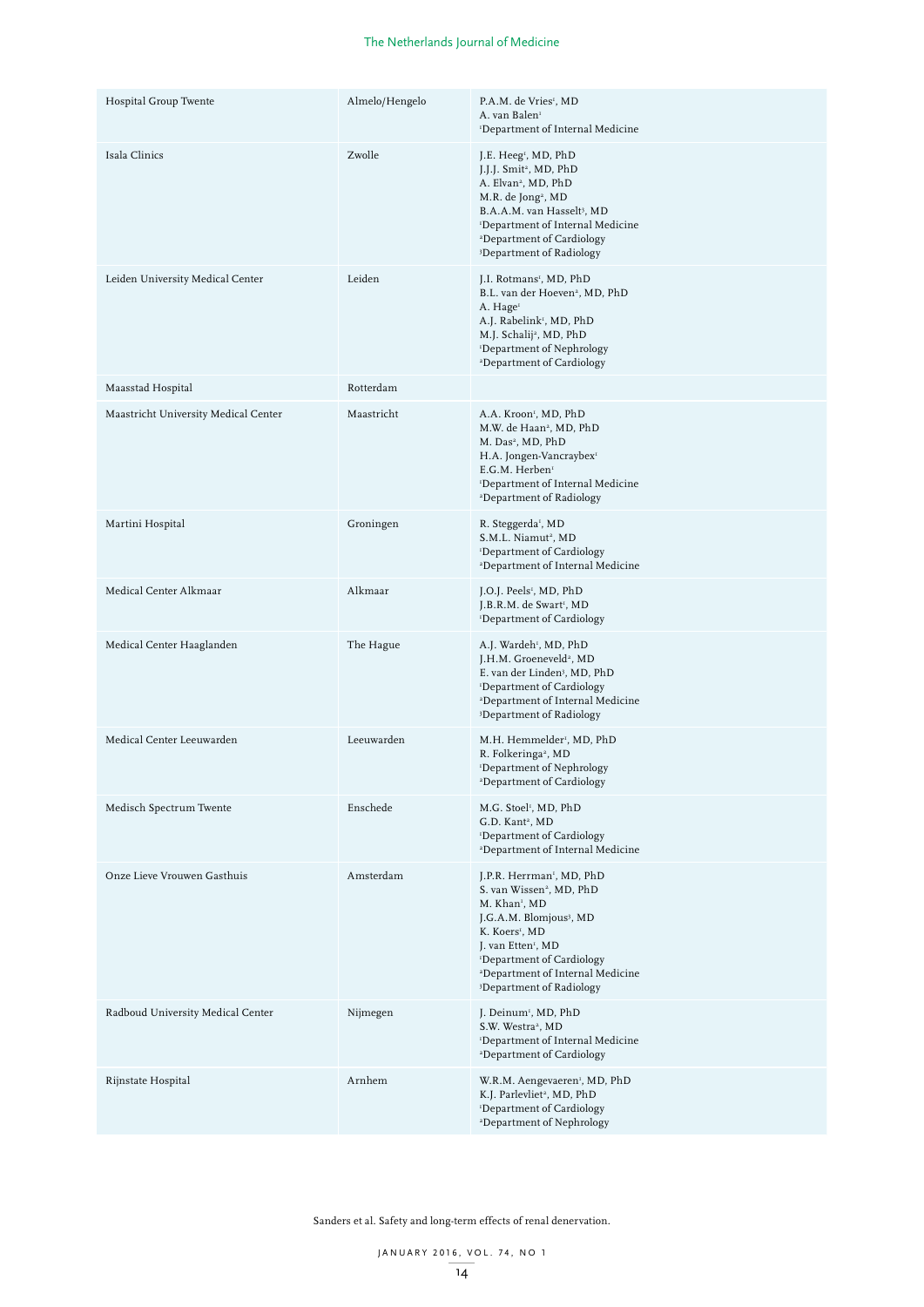| | | |
|---|---|---|
| Hospital Group Twente | Almelo/Hengelo | P.A.M. de Vries[1], MD<br>A. van Balen[1]<br>[1]Department of Internal Medicine |
| Isala Clinics | Zwolle | J.E. Heeg[1], MD, PhD<br>J.J.J. Smit[2], MD, PhD<br>A. Elvan[2], MD, PhD<br>M.R. de Jong[2], MD<br>B.A.A.M. van Hasselt[3], MD<br>[1]Department of Internal Medicine<br>[2]Department of Cardiology<br>[3]Department of Radiology |
| Leiden University Medical Center | Leiden | J.I. Rotmans[1], MD, PhD<br>B.L. van der Hoeven[2], MD, PhD<br>A. Hage[1]<br>A.J. Rabelink[1], MD, PhD<br>M.J. Schalij[2], MD, PhD<br>[1]Department of Nephrology<br>[2]Department of Cardiology |
| Maasstad Hospital | Rotterdam | |
| Maastricht University Medical Center | Maastricht | A.A. Kroon[1], MD, PhD<br>M.W. de Haan[2], MD, PhD<br>M. Das[2], MD, PhD<br>H.A. Jongen-Vancraybex[1]<br>E.G.M. Herben[1]<br>[1]Department of Internal Medicine<br>[2]Department of Radiology |
| Martini Hospital | Groningen | R. Steggerda[1], MD<br>S.M.L. Niamut[2], MD<br>[1]Department of Cardiology<br>[2]Department of Internal Medicine |
| Medical Center Alkmaar | Alkmaar | J.O.J. Peels[1], MD, PhD<br>J.B.R.M. de Swart[1], MD<br>[1]Department of Cardiology |
| Medical Center Haaglanden | The Hague | A.J. Wardeh[1], MD, PhD<br>J.H.M. Groeneveld[2], MD<br>E. van der Linden[3], MD, PhD<br>[1]Department of Cardiology<br>[2]Department of Internal Medicine<br>[3]Department of Radiology |
| Medical Center Leeuwarden | Leeuwarden | M.H. Hemmelder[1], MD, PhD<br>R. Folkeringa[2], MD<br>[1]Department of Nephrology<br>[2]Department of Cardiology |
| Medisch Spectrum Twente | Enschede | M.G. Stoel[1], MD, PhD<br>G.D. Kant[2], MD<br>[1]Department of Cardiology<br>[2]Department of Internal Medicine |
| Onze Lieve Vrouwen Gasthuis | Amsterdam | J.P.R. Herrman[1], MD, PhD<br>S. van Wissen[2], MD, PhD<br>M. Khan[1], MD<br>J.G.A.M. Blomjous[3], MD<br>K. Koers[1], MD<br>J. van Etten[1], MD<br>[1]Department of Cardiology<br>[2]Department of Internal Medicine<br>[3]Department of Radiology |
| Radboud University Medical Center | Nijmegen | J. Deinum[1], MD, PhD<br>S.W. Westra[2], MD<br>[1]Department of Internal Medicine<br>[2]Department of Cardiology |
| Rijnstate Hospital | Arnhem | W.R.M. Aengevaeren[1], MD, PhD<br>K.J. Parlevliet[2], MD, PhD<br>[1]Department of Cardiology<br>[2]Department of Nephrology |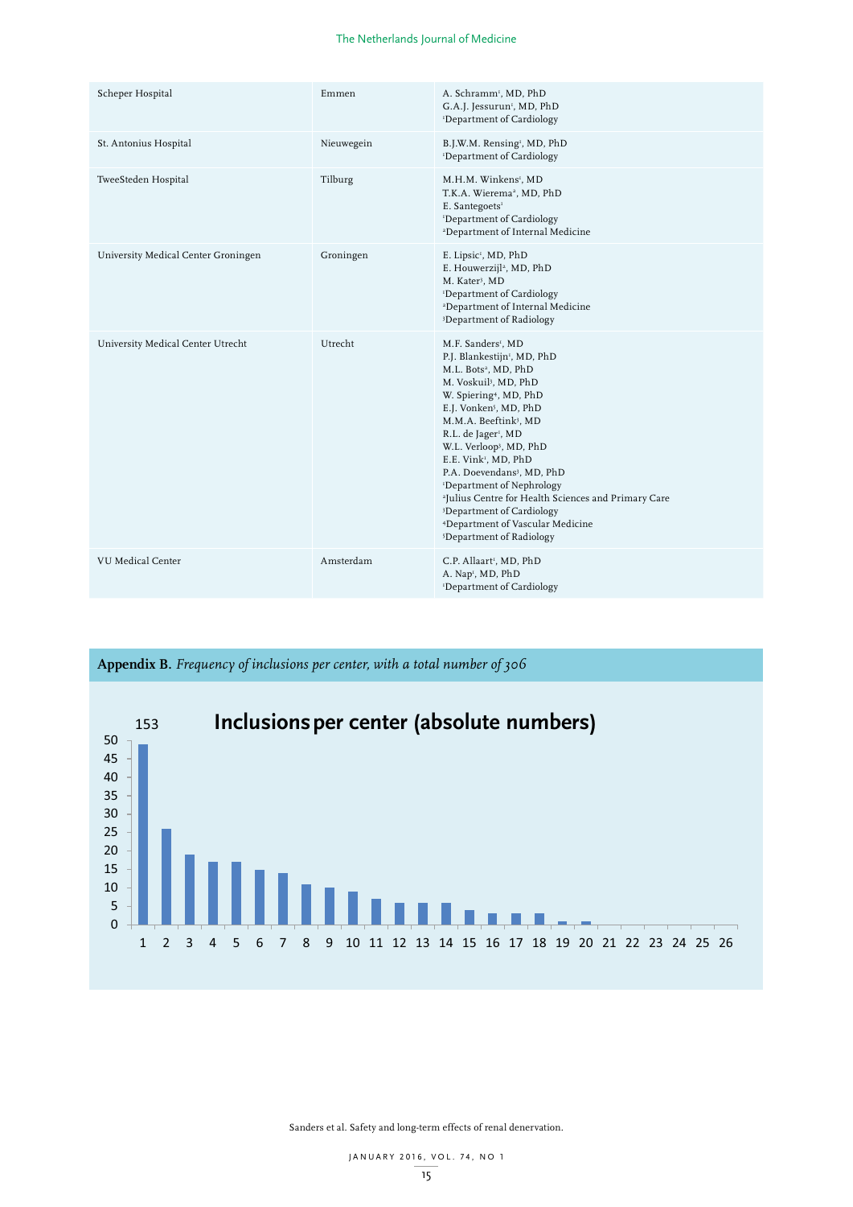| | | |
|---|---|---|
| Scheper Hospital | Emmen | A. Schramm[1], MD, PhD<br>G.A.J. Jessurun[1], MD, PhD<br>[1]Department of Cardiology |
| St. Antonius Hospital | Nieuwegein | B.J.W.M. Rensing[1], MD, PhD<br>[1]Department of Cardiology |
| TweeSteden Hospital | Tilburg | M.H.M. Winkens[1], MD<br>T.K.A. Wierema[2], MD, PhD<br>E. Santegoets[1]<br>[1]Department of Cardiology<br>[2]Department of Internal Medicine |
| University Medical Center Groningen | Groningen | E. Lipsic[1], MD, PhD<br>E. Houwerzijl[2], MD, PhD<br>M. Kater[3], MD<br>[1]Department of Cardiology<br>[2]Department of Internal Medicine<br>[3]Department of Radiology |
| University Medical Center Utrecht | Utrecht | M.F. Sanders[1], MD<br>P.J. Blankestijn[1], MD, PhD<br>M.L. Bots[2], MD, PhD<br>M. Voskuil[3], MD, PhD<br>W. Spiering[4], MD, PhD<br>E.J. Vonken[5], MD, PhD<br>M.M.A. Beeftink[3], MD<br>R.L. de Jager[1], MD<br>W.L. Verloop[3], MD, PhD<br>E.E. Vink[1], MD, PhD<br>P.A. Doevendans[3], MD, PhD<br>[1]Department of Nephrology<br>[2]Julius Centre for Health Sciences and Primary Care<br>[3]Department of Cardiology<br>[4]Department of Vascular Medicine<br>[5]Department of Radiology |
| VU Medical Center | Amsterdam | C.P. Allaart[1], MD, PhD<br>A. Nap[1], MD, PhD<br>[1]Department of Cardiology |

**Appendix B.** *Frequency of inclusions per center, with a total number of 306*

Inclusions per center (absolute numbers)

153

50 45 40 35 30 25 20 15 10 5 0

1 2 3 4 5 6 7 8 9 10 11 12 13 14 15 16 17 18 19 20 21 22 23 24 25 26